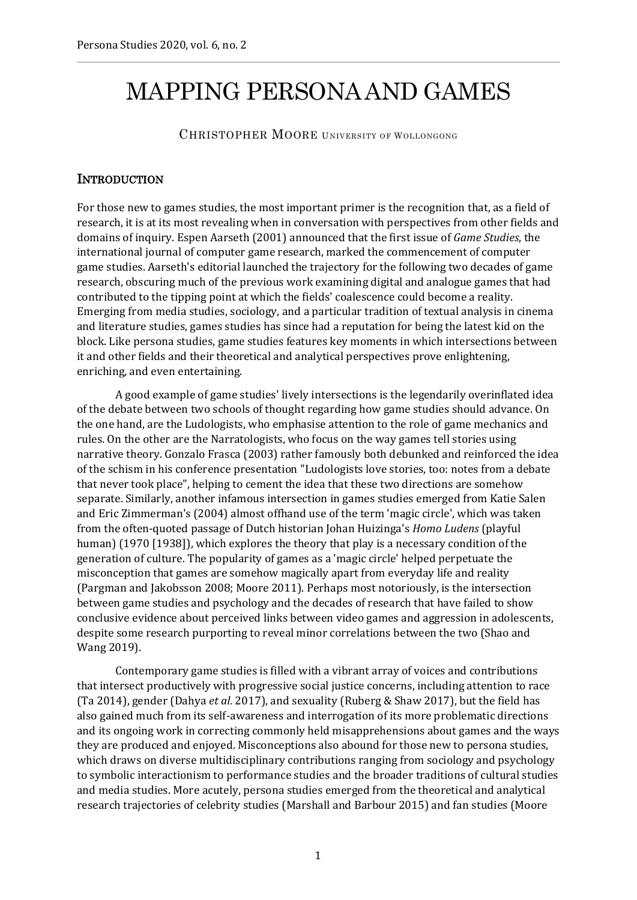# MAPPING PERSONA AND GAMES

CHRISTOPHER MOORE UNIVERSITY OF WOLLONGONG

## INTRODUCTION

For those new to games studies, the most important primer is the recognition that, as a field of research, it is at its most revealing when in conversation with perspectives from other fields and domains of inquiry. Espen Aarseth (2001) announced that the first issue of *Game Studies*, the international journal of computer game research, marked the commencement of computer game studies. Aarseth's editorial launched the trajectory for the following two decades of game research, obscuring much of the previous work examining digital and analogue games that had contributed to the tipping point at which the fields' coalescence could become a reality. Emerging from media studies, sociology, and a particular tradition of textual analysis in cinema and literature studies, games studies has since had a reputation for being the latest kid on the block. Like persona studies, game studies features key moments in which intersections between it and other fields and their theoretical and analytical perspectives prove enlightening, enriching, and even entertaining.

A good example of game studies' lively intersections is the legendarily overinflated idea of the debate between two schools of thought regarding how game studies should advance. On the one hand, are the Ludologists, who emphasise attention to the role of game mechanics and rules. On the other are the Narratologists, who focus on the way games tell stories using narrative theory. Gonzalo Frasca (2003) rather famously both debunked and reinforced the idea of the schism in his conference presentation "Ludologists love stories, too: notes from a debate that never took place", helping to cement the idea that these two directions are somehow separate. Similarly, another infamous intersection in games studies emerged from Katie Salen and Eric Zimmerman's (2004) almost offhand use of the term 'magic circle', which was taken from the often-quoted passage of Dutch historian Johan Huizinga's *Homo Ludens* (playful human) (1970 [1938]), which explores the theory that play is a necessary condition of the generation of culture. The popularity of games as a 'magic circle' helped perpetuate the misconception that games are somehow magically apart from everyday life and reality (Pargman and Jakobsson 2008; Moore 2011). Perhaps most notoriously, is the intersection between game studies and psychology and the decades of research that have failed to show conclusive evidence about perceived links between video games and aggression in adolescents, despite some research purporting to reveal minor correlations between the two (Shao and Wang 2019).

Contemporary game studies is filled with a vibrant array of voices and contributions that intersect productively with progressive social justice concerns, including attention to race (Ta 2014), gender (Dahya *et al.* 2017), and sexuality (Ruberg & Shaw 2017), but the field has also gained much from its self-awareness and interrogation of its more problematic directions and its ongoing work in correcting commonly held misapprehensions about games and the ways they are produced and enjoyed. Misconceptions also abound for those new to persona studies, which draws on diverse multidisciplinary contributions ranging from sociology and psychology to symbolic interactionism to performance studies and the broader traditions of cultural studies and media studies. More acutely, persona studies emerged from the theoretical and analytical research trajectories of celebrity studies (Marshall and Barbour 2015) and fan studies (Moore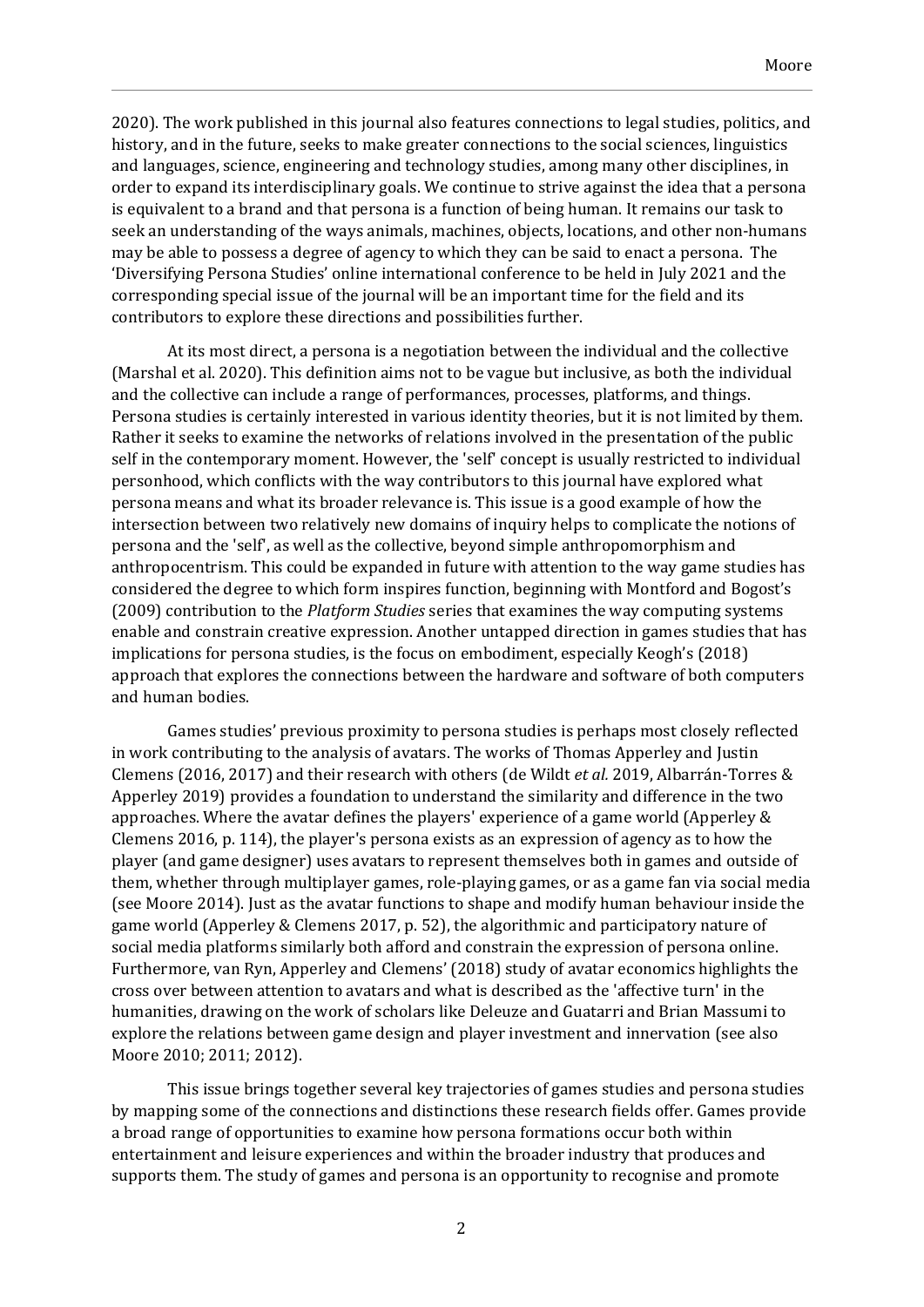2020). The work published in this journal also features connections to legal studies, politics, and history, and in the future, seeks to make greater connections to the social sciences, linguistics and languages, science, engineering and technology studies, among many other disciplines, in order to expand its interdisciplinary goals. We continue to strive against the idea that a persona is equivalent to a brand and that persona is a function of being human. It remains our task to seek an understanding of the ways animals, machines, objects, locations, and other non-humans may be able to possess a degree of agency to which they can be said to enact a persona. The 'Diversifying Persona Studies' online international conference to be held in July 2021 and the corresponding special issue of the journal will be an important time for the field and its contributors to explore these directions and possibilities further.

At its most direct, a persona is a negotiation between the individual and the collective (Marshal et al. 2020). This definition aims not to be vague but inclusive, as both the individual and the collective can include a range of performances, processes, platforms, and things. Persona studies is certainly interested in various identity theories, but it is not limited by them. Rather it seeks to examine the networks of relations involved in the presentation of the public self in the contemporary moment. However, the 'self' concept is usually restricted to individual personhood, which conflicts with the way contributors to this journal have explored what persona means and what its broader relevance is. This issue is a good example of how the intersection between two relatively new domains of inquiry helps to complicate the notions of persona and the 'self', as well as the collective, beyond simple anthropomorphism and anthropocentrism. This could be expanded in future with attention to the way game studies has considered the degree to which form inspires function, beginning with Montford and Bogost's (2009) contribution to the *Platform Studies* series that examines the way computing systems enable and constrain creative expression. Another untapped direction in games studies that has implications for persona studies, is the focus on embodiment, especially Keogh's (2018) approach that explores the connections between the hardware and software of both computers and human bodies.

Games studies' previous proximity to persona studies is perhaps most closely reflected in work contributing to the analysis of avatars. The works of Thomas Apperley and Justin Clemens (2016, 2017) and their research with others (de Wildt *et al.* 2019, Albarrán-Torres & Apperley 2019) provides a foundation to understand the similarity and difference in the two approaches. Where the avatar defines the players' experience of a game world (Apperley & Clemens 2016, p. 114), the player's persona exists as an expression of agency as to how the player (and game designer) uses avatars to represent themselves both in games and outside of them, whether through multiplayer games, role-playing games, or as a game fan via social media (see Moore 2014). Just as the avatar functions to shape and modify human behaviour inside the game world (Apperley & Clemens 2017, p. 52), the algorithmic and participatory nature of social media platforms similarly both afford and constrain the expression of persona online. Furthermore, van Ryn, Apperley and Clemens' (2018) study of avatar economics highlights the cross over between attention to avatars and what is described as the 'affective turn' in the humanities, drawing on the work of scholars like Deleuze and Guatarri and Brian Massumi to explore the relations between game design and player investment and innervation (see also Moore 2010; 2011; 2012).

This issue brings together several key trajectories of games studies and persona studies by mapping some of the connections and distinctions these research fields offer. Games provide a broad range of opportunities to examine how persona formations occur both within entertainment and leisure experiences and within the broader industry that produces and supports them. The study of games and persona is an opportunity to recognise and promote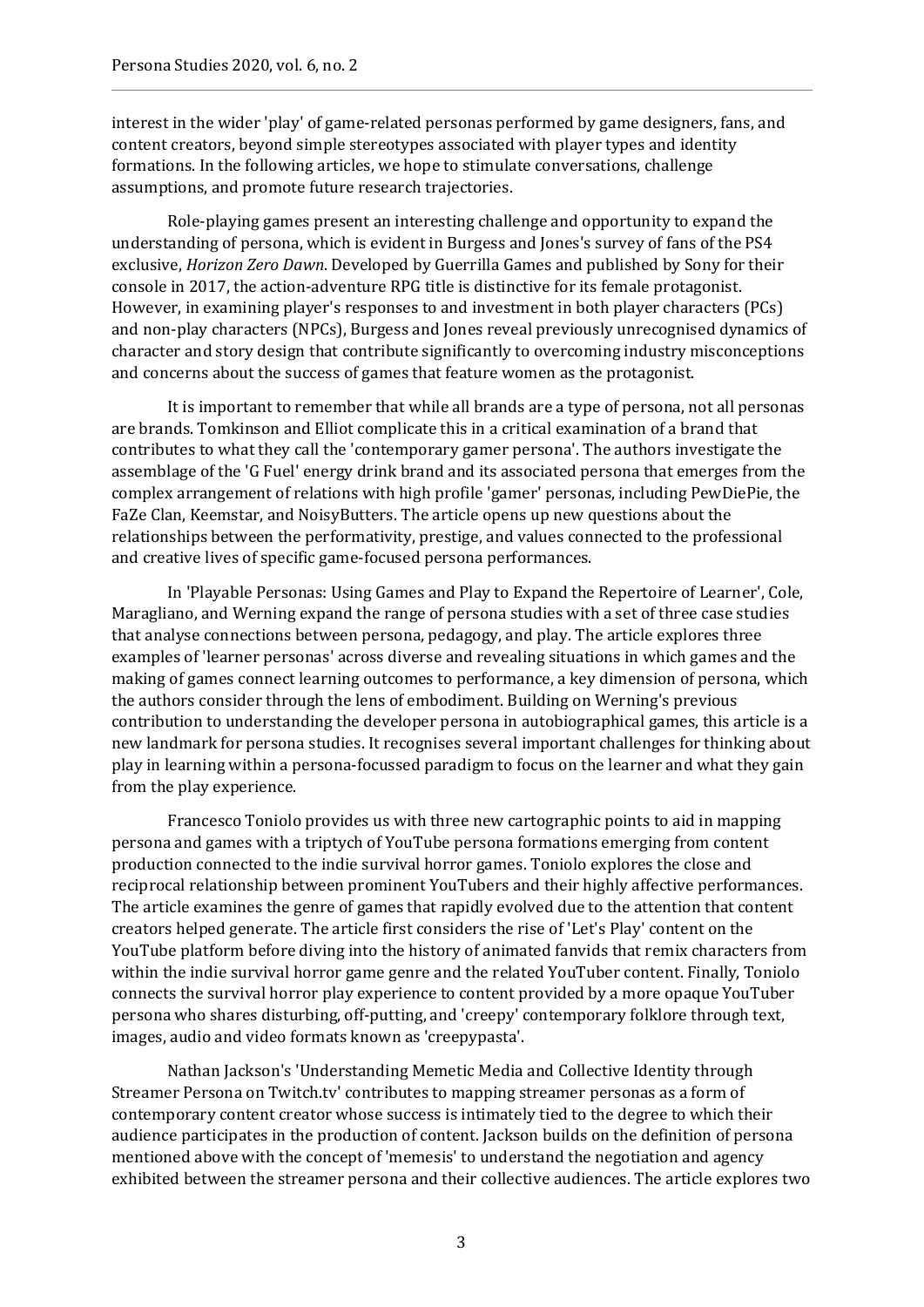interest in the wider 'play' of game-related personas performed by game designers, fans, and content creators, beyond simple stereotypes associated with player types and identity formations. In the following articles, we hope to stimulate conversations, challenge assumptions, and promote future research trajectories.

Role-playing games present an interesting challenge and opportunity to expand the understanding of persona, which is evident in Burgess and Jones's survey of fans of the PS4 exclusive, *Horizon Zero Dawn*. Developed by Guerrilla Games and published by Sony for their console in 2017, the action-adventure RPG title is distinctive for its female protagonist. However, in examining player's responses to and investment in both player characters (PCs) and non-play characters (NPCs), Burgess and Jones reveal previously unrecognised dynamics of character and story design that contribute significantly to overcoming industry misconceptions and concerns about the success of games that feature women as the protagonist.

It is important to remember that while all brands are a type of persona, not all personas are brands. Tomkinson and Elliot complicate this in a critical examination of a brand that contributes to what they call the 'contemporary gamer persona'. The authors investigate the assemblage of the 'G Fuel' energy drink brand and its associated persona that emerges from the complex arrangement of relations with high profile 'gamer' personas, including PewDiePie, the FaZe Clan, Keemstar, and NoisyButters. The article opens up new questions about the relationships between the performativity, prestige, and values connected to the professional and creative lives of specific game-focused persona performances.

In 'Playable Personas: Using Games and Play to Expand the Repertoire of Learner', Cole, Maragliano, and Werning expand the range of persona studies with a set of three case studies that analyse connections between persona, pedagogy, and play. The article explores three examples of 'learner personas' across diverse and revealing situations in which games and the making of games connect learning outcomes to performance, a key dimension of persona, which the authors consider through the lens of embodiment. Building on Werning's previous contribution to understanding the developer persona in autobiographical games, this article is a new landmark for persona studies. It recognises several important challenges for thinking about play in learning within a persona-focussed paradigm to focus on the learner and what they gain from the play experience.

Francesco Toniolo provides us with three new cartographic points to aid in mapping persona and games with a triptych of YouTube persona formations emerging from content production connected to the indie survival horror games. Toniolo explores the close and reciprocal relationship between prominent YouTubers and their highly affective performances. The article examines the genre of games that rapidly evolved due to the attention that content creators helped generate. The article first considers the rise of 'Let's Play' content on the YouTube platform before diving into the history of animated fanvids that remix characters from within the indie survival horror game genre and the related YouTuber content. Finally, Toniolo connects the survival horror play experience to content provided by a more opaque YouTuber persona who shares disturbing, off-putting, and 'creepy' contemporary folklore through text, images, audio and video formats known as 'creepypasta'.

Nathan Jackson's 'Understanding Memetic Media and Collective Identity through Streamer Persona on Twitch.tv' contributes to mapping streamer personas as a form of contemporary content creator whose success is intimately tied to the degree to which their audience participates in the production of content. Jackson builds on the definition of persona mentioned above with the concept of 'memesis' to understand the negotiation and agency exhibited between the streamer persona and their collective audiences. The article explores two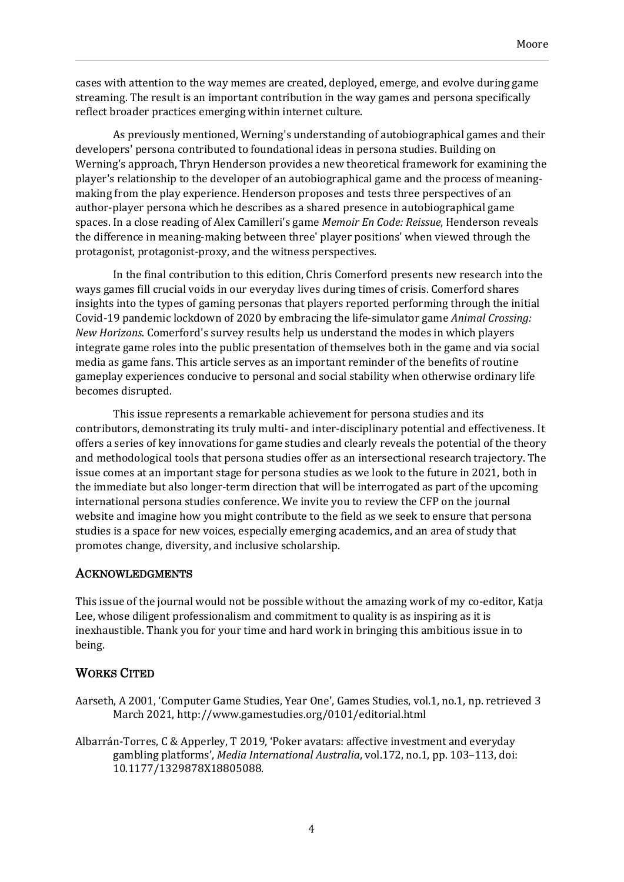cases with attention to the way memes are created, deployed, emerge, and evolve during game streaming. The result is an important contribution in the way games and persona specifically reflect broader practices emerging within internet culture.

As previously mentioned, Werning's understanding of autobiographical games and their developers' persona contributed to foundational ideas in persona studies. Building on Werning's approach, Thryn Henderson provides a new theoretical framework for examining the player's relationship to the developer of an autobiographical game and the process of meaning-making from the play experience. Henderson proposes and tests three perspectives of an author-player persona which he describes as a shared presence in autobiographical game spaces. In a close reading of Alex Camilleri's game *Memoir En Code: Reissue*, Henderson reveals the difference in meaning-making between three' player positions' when viewed through the protagonist, protagonist-proxy, and the witness perspectives.

In the final contribution to this edition, Chris Comerford presents new research into the ways games fill crucial voids in our everyday lives during times of crisis. Comerford shares insights into the types of gaming personas that players reported performing through the initial Covid-19 pandemic lockdown of 2020 by embracing the life-simulator game *Animal Crossing: New Horizons*. Comerford's survey results help us understand the modes in which players integrate game roles into the public presentation of themselves both in the game and via social media as game fans. This article serves as an important reminder of the benefits of routine gameplay experiences conducive to personal and social stability when otherwise ordinary life becomes disrupted.

This issue represents a remarkable achievement for persona studies and its contributors, demonstrating its truly multi- and inter-disciplinary potential and effectiveness. It offers a series of key innovations for game studies and clearly reveals the potential of the theory and methodological tools that persona studies offer as an intersectional research trajectory. The issue comes at an important stage for persona studies as we look to the future in 2021, both in the immediate but also longer-term direction that will be interrogated as part of the upcoming international persona studies conference. We invite you to review the CFP on the journal website and imagine how you might contribute to the field as we seek to ensure that persona studies is a space for new voices, especially emerging academics, and an area of study that promotes change, diversity, and inclusive scholarship.

## Acknowledgments

This issue of the journal would not be possible without the amazing work of my co-editor, Katja Lee, whose diligent professionalism and commitment to quality is as inspiring as it is inexhaustible. Thank you for your time and hard work in bringing this ambitious issue in to being.

## Works Cited

Aarseth, A 2001, 'Computer Game Studies, Year One', Games Studies, vol.1, no.1, np. retrieved 3 March 2021, http://www.gamestudies.org/0101/editorial.html

Albarrán-Torres, C & Apperley, T 2019, 'Poker avatars: affective investment and everyday gambling platforms', *Media International Australia*, vol.172, no.1, pp. 103–113, doi: 10.1177/1329878X18805088.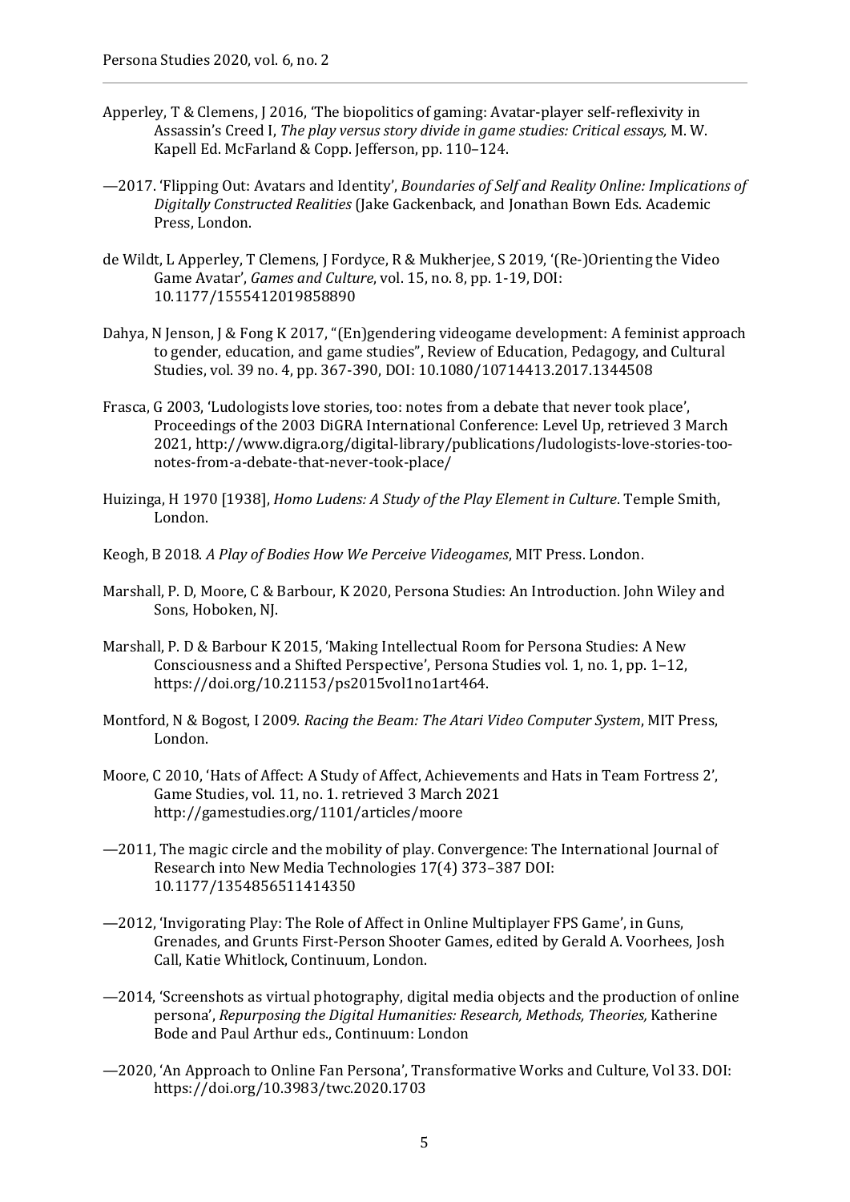Apperley, T & Clemens, J 2016, 'The biopolitics of gaming: Avatar-player self-reflexivity in Assassin's Creed I, *The play versus story divide in game studies: Critical essays,* M. W. Kapell Ed. McFarland & Copp. Jefferson, pp. 110–124.

—2017. 'Flipping Out: Avatars and Identity', *Boundaries of Self and Reality Online: Implications of Digitally Constructed Realities* (Jake Gackenback, and Jonathan Bown Eds. Academic Press, London.

de Wildt, L Apperley, T Clemens, J Fordyce, R & Mukherjee, S 2019, '(Re-)Orienting the Video Game Avatar', *Games and Culture*, vol. 15, no. 8, pp. 1-19, DOI: 10.1177/1555412019858890

Dahya, N Jenson, J & Fong K 2017, "(En)gendering videogame development: A feminist approach to gender, education, and game studies", Review of Education, Pedagogy, and Cultural Studies, vol. 39 no. 4, pp. 367-390, DOI: 10.1080/10714413.2017.1344508

Frasca, G 2003, 'Ludologists love stories, too: notes from a debate that never took place', Proceedings of the 2003 DiGRA International Conference: Level Up, retrieved 3 March 2021, http://www.digra.org/digital-library/publications/ludologists-love-stories-too-notes-from-a-debate-that-never-took-place/

Huizinga, H 1970 [1938], *Homo Ludens: A Study of the Play Element in Culture*. Temple Smith, London.

Keogh, B 2018. *A Play of Bodies How We Perceive Videogames*, MIT Press. London.

Marshall, P. D, Moore, C & Barbour, K 2020, Persona Studies: An Introduction. John Wiley and Sons, Hoboken, NJ.

Marshall, P. D & Barbour K 2015, 'Making Intellectual Room for Persona Studies: A New Consciousness and a Shifted Perspective', Persona Studies vol. 1, no. 1, pp. 1–12, https://doi.org/10.21153/ps2015vol1no1art464.

Montford, N & Bogost, I 2009. *Racing the Beam: The Atari Video Computer System*, MIT Press, London.

Moore, C 2010, 'Hats of Affect: A Study of Affect, Achievements and Hats in Team Fortress 2', Game Studies, vol. 11, no. 1. retrieved 3 March 2021 http://gamestudies.org/1101/articles/moore

—2011, The magic circle and the mobility of play. Convergence: The International Journal of Research into New Media Technologies 17(4) 373–387 DOI: 10.1177/1354856511414350

—2012, 'Invigorating Play: The Role of Affect in Online Multiplayer FPS Game', in Guns, Grenades, and Grunts First-Person Shooter Games, edited by Gerald A. Voorhees, Josh Call, Katie Whitlock, Continuum, London.

—2014, 'Screenshots as virtual photography, digital media objects and the production of online persona', *Repurposing the Digital Humanities: Research, Methods, Theories,* Katherine Bode and Paul Arthur eds., Continuum: London

—2020, 'An Approach to Online Fan Persona', Transformative Works and Culture, Vol 33. DOI: https://doi.org/10.3983/twc.2020.1703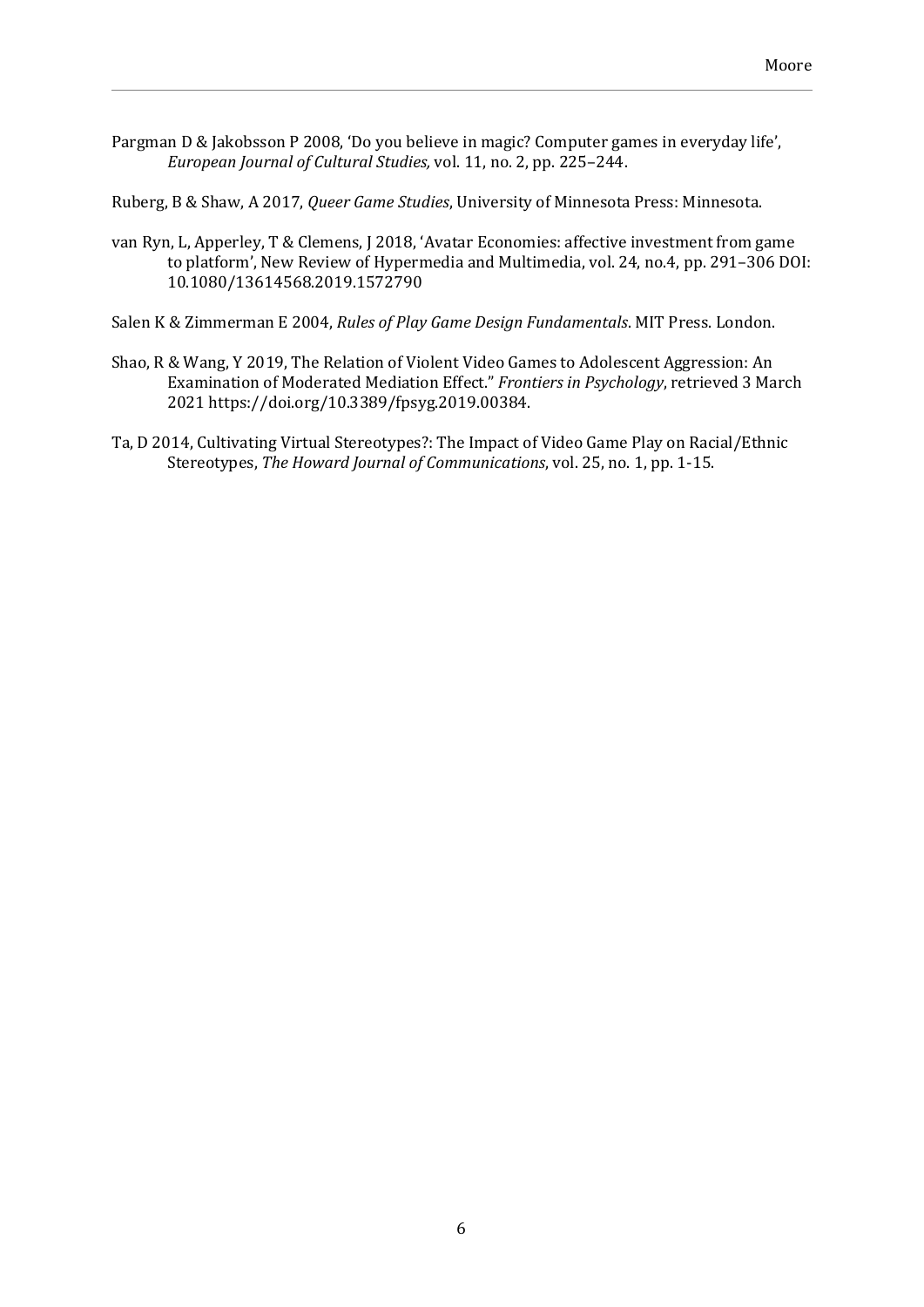Pargman D & Jakobsson P 2008, 'Do you believe in magic? Computer games in everyday life', *European Journal of Cultural Studies,* vol. 11, no. 2, pp. 225–244.

Ruberg, B & Shaw, A 2017, *Queer Game Studies*, University of Minnesota Press: Minnesota.

van Ryn, L, Apperley, T & Clemens, J 2018, 'Avatar Economies: affective investment from game to platform', New Review of Hypermedia and Multimedia, vol. 24, no.4, pp. 291–306 DOI: 10.1080/13614568.2019.1572790

Salen K & Zimmerman E 2004, *Rules of Play Game Design Fundamentals*. MIT Press. London.

Shao, R & Wang, Y 2019, The Relation of Violent Video Games to Adolescent Aggression: An Examination of Moderated Mediation Effect." *Frontiers in Psychology*, retrieved 3 March 2021 https://doi.org/10.3389/fpsyg.2019.00384.

Ta, D 2014, Cultivating Virtual Stereotypes?: The Impact of Video Game Play on Racial/Ethnic Stereotypes, *The Howard Journal of Communications*, vol. 25, no. 1, pp. 1-15.